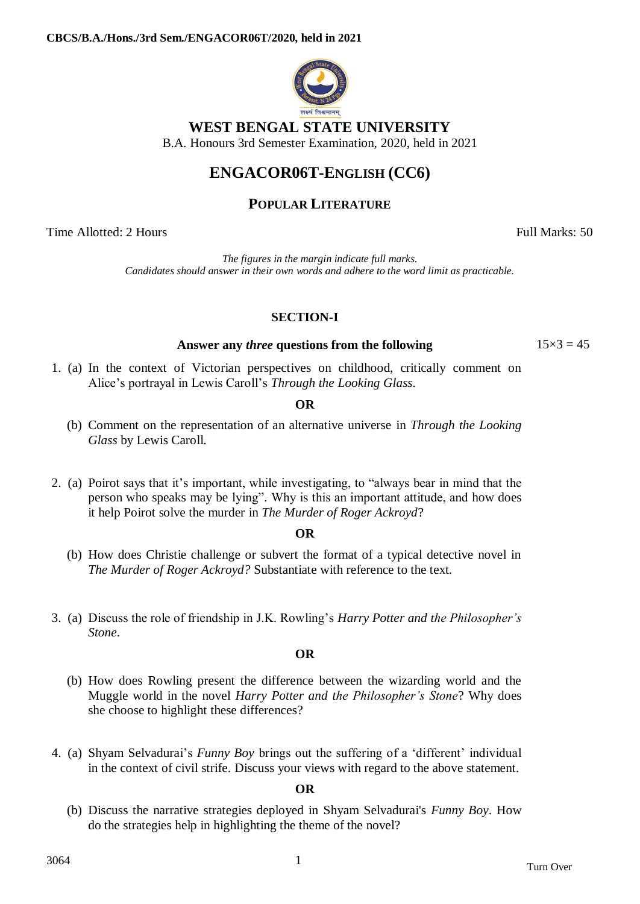**CBCS/B.A./Hons./3rd Sem./ENGACOR06T/2020, held in 2021**

# WEST BENGAL STATE UNIVERSITY

B.A. Honours 3rd Semester Examination, 2020, held in 2021

## ENGACOR06T-ENGLISH (CC6)

### POPULAR LITERATURE

Time Allotted: 2 Hours | Full Marks: 50

*The figures in the margin indicate full marks.*
*Candidates should answer in their own words and adhere to the word limit as practicable.*

### SECTION-I

**Answer any *three* questions from the following** $15\times3 = 45$

1. (a) In the context of Victorian perspectives on childhood, critically comment on Alice's portrayal in Lewis Caroll's *Through the Looking Glass*.

   **OR**

   (b) Comment on the representation of an alternative universe in *Through the Looking Glass* by Lewis Caroll.

2. (a) Poirot says that it's important, while investigating, to "always bear in mind that the person who speaks may be lying". Why is this an important attitude, and how does it help Poirot solve the murder in *The Murder of Roger Ackroyd*?

   **OR**

   (b) How does Christie challenge or subvert the format of a typical detective novel in *The Murder of Roger Ackroyd?* Substantiate with reference to the text.

3. (a) Discuss the role of friendship in J.K. Rowling's *Harry Potter and the Philosopher's Stone*.

   **OR**

   (b) How does Rowling present the difference between the wizarding world and the Muggle world in the novel *Harry Potter and the Philosopher's Stone*? Why does she choose to highlight these differences?

4. (a) Shyam Selvadurai's *Funny Boy* brings out the suffering of a 'different' individual in the context of civil strife. Discuss your views with regard to the above statement.

   **OR**

   (b) Discuss the narrative strategies deployed in Shyam Selvadurai's *Funny Boy*. How do the strategies help in highlighting the theme of the novel?

3064

Turn Over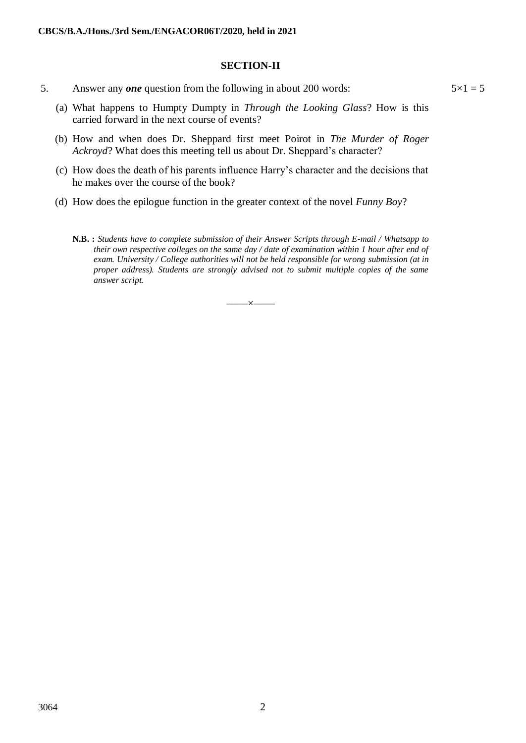## SECTION-II

5. Answer any ***one*** question from the following in about 200 words: $5 \times 1 = 5$

(a) What happens to Humpty Dumpty in *Through the Looking Glass*? How is this carried forward in the next course of events?

(b) How and when does Dr. Sheppard first meet Poirot in *The Murder of Roger Ackroyd*? What does this meeting tell us about Dr. Sheppard's character?

(c) How does the death of his parents influence Harry's character and the decisions that he makes over the course of the book?

(d) How does the epilogue function in the greater context of the novel *Funny Boy*?

**N.B. :** *Students have to complete submission of their Answer Scripts through E-mail / Whatsapp to their own respective colleges on the same day / date of examination within 1 hour after end of exam. University / College authorities will not be held responsible for wrong submission (at in proper address). Students are strongly advised not to submit multiple copies of the same answer script.*

——×——